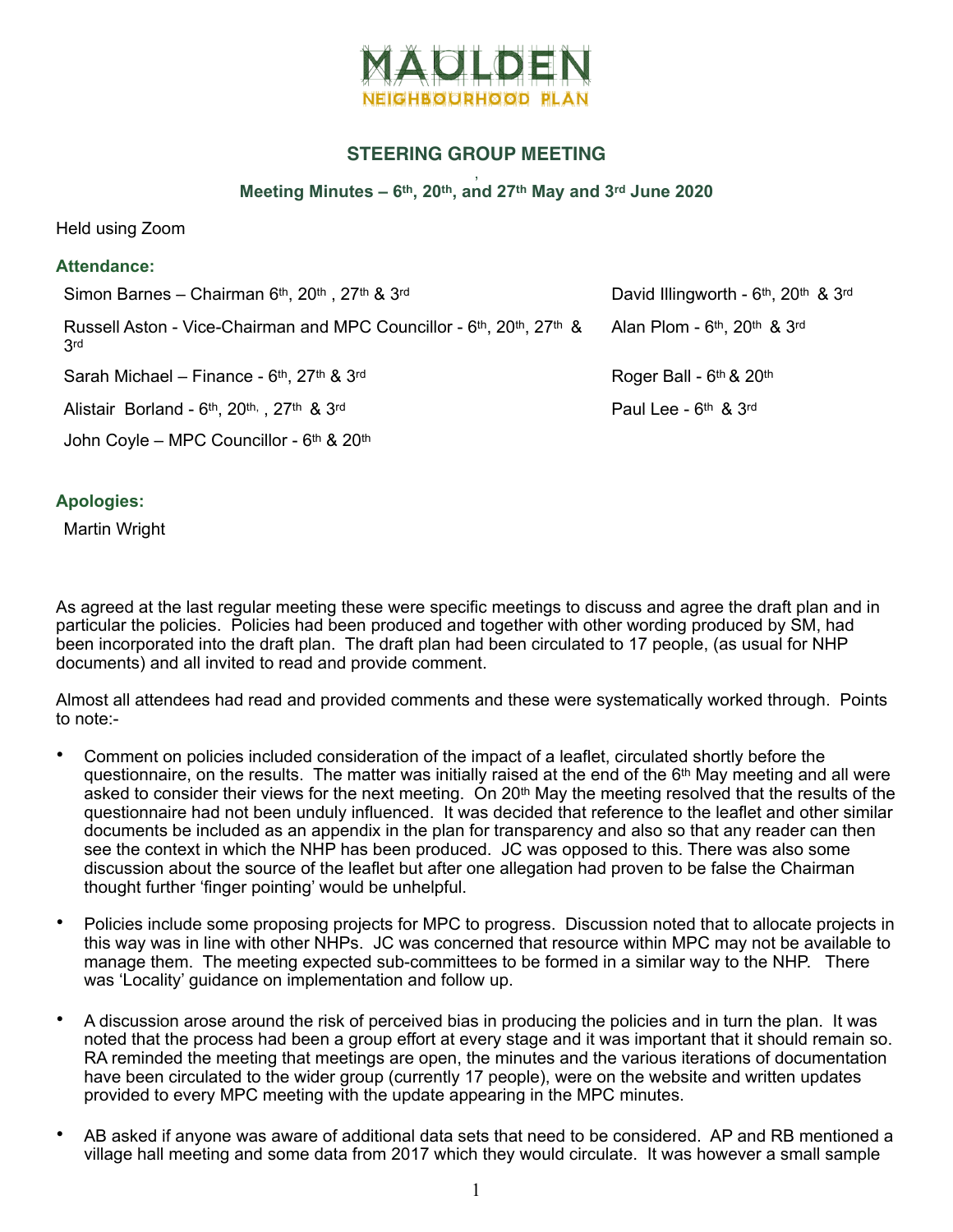# MAULDEN
NEIGHBOURHOOD PLAN

## STEERING GROUP MEETING

### Meeting Minutes – 6th, 20th, and 27th May and 3rd June 2020

Held using Zoom

**Attendance:**

Simon Barnes – Chairman 6th, 20th , 27th & 3rd

Russell Aston - Vice-Chairman and MPC Councillor - 6th, 20th, 27th & 3rd

Sarah Michael – Finance - 6th, 27th & 3rd

Alistair Borland - 6th, 20th, , 27th & 3rd

John Coyle – MPC Councillor - 6th & 20th

David Illingworth - 6th, 20th & 3rd

Alan Plom - 6th, 20th & 3rd

Roger Ball - 6th & 20th

Paul Lee - 6th & 3rd

**Apologies:**

Martin Wright

As agreed at the last regular meeting these were specific meetings to discuss and agree the draft plan and in particular the policies. Policies had been produced and together with other wording produced by SM, had been incorporated into the draft plan. The draft plan had been circulated to 17 people, (as usual for NHP documents) and all invited to read and provide comment.

Almost all attendees had read and provided comments and these were systematically worked through. Points to note:-

- Comment on policies included consideration of the impact of a leaflet, circulated shortly before the questionnaire, on the results. The matter was initially raised at the end of the 6th May meeting and all were asked to consider their views for the next meeting. On 20th May the meeting resolved that the results of the questionnaire had not been unduly influenced. It was decided that reference to the leaflet and other similar documents be included as an appendix in the plan for transparency and also so that any reader can then see the context in which the NHP has been produced. JC was opposed to this. There was also some discussion about the source of the leaflet but after one allegation had proven to be false the Chairman thought further 'finger pointing' would be unhelpful.

- Policies include some proposing projects for MPC to progress. Discussion noted that to allocate projects in this way was in line with other NHPs. JC was concerned that resource within MPC may not be available to manage them. The meeting expected sub-committees to be formed in a similar way to the NHP. There was 'Locality' guidance on implementation and follow up.

- A discussion arose around the risk of perceived bias in producing the policies and in turn the plan. It was noted that the process had been a group effort at every stage and it was important that it should remain so. RA reminded the meeting that meetings are open, the minutes and the various iterations of documentation have been circulated to the wider group (currently 17 people), were on the website and written updates provided to every MPC meeting with the update appearing in the MPC minutes.

- AB asked if anyone was aware of additional data sets that need to be considered. AP and RB mentioned a village hall meeting and some data from 2017 which they would circulate. It was however a small sample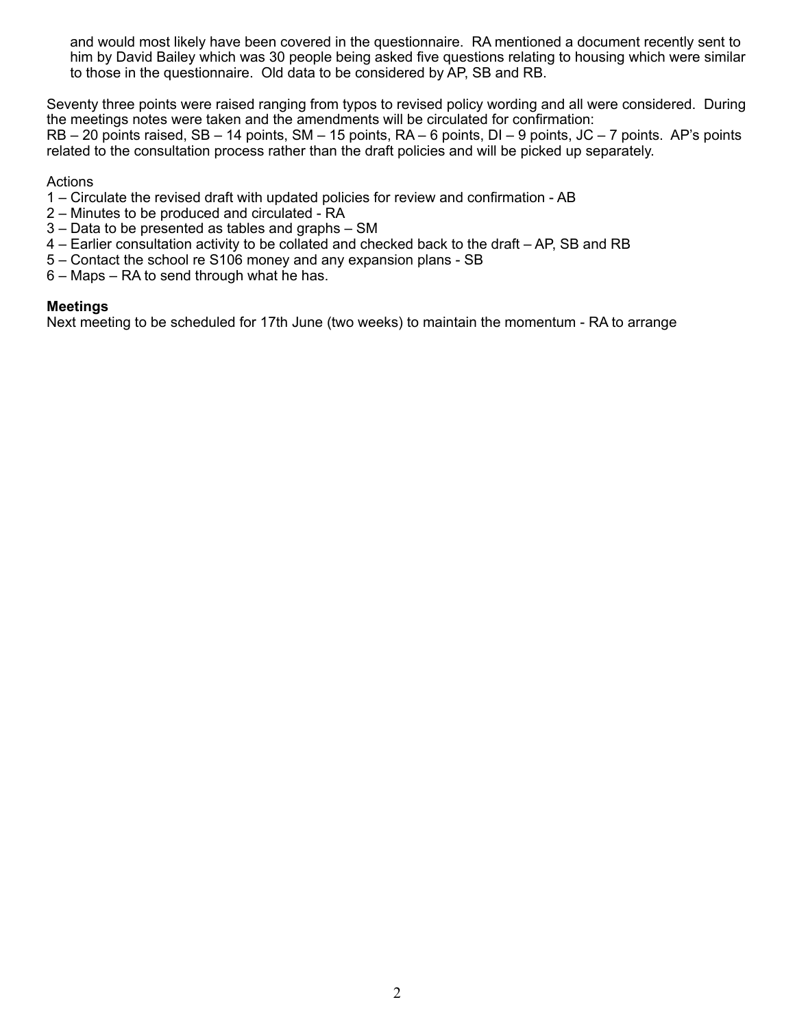and would most likely have been covered in the questionnaire. RA mentioned a document recently sent to him by David Bailey which was 30 people being asked five questions relating to housing which were similar to those in the questionnaire. Old data to be considered by AP, SB and RB.

Seventy three points were raised ranging from typos to revised policy wording and all were considered. During the meetings notes were taken and the amendments will be circulated for confirmation:
RB – 20 points raised, SB – 14 points, SM – 15 points, RA – 6 points, DI – 9 points, JC – 7 points. AP's points related to the consultation process rather than the draft policies and will be picked up separately.

Actions
1 – Circulate the revised draft with updated policies for review and confirmation - AB
2 – Minutes to be produced and circulated - RA
3 – Data to be presented as tables and graphs – SM
4 – Earlier consultation activity to be collated and checked back to the draft – AP, SB and RB
5 – Contact the school re S106 money and any expansion plans - SB
6 – Maps – RA to send through what he has.

**Meetings**
Next meeting to be scheduled for 17th June (two weeks) to maintain the momentum - RA to arrange